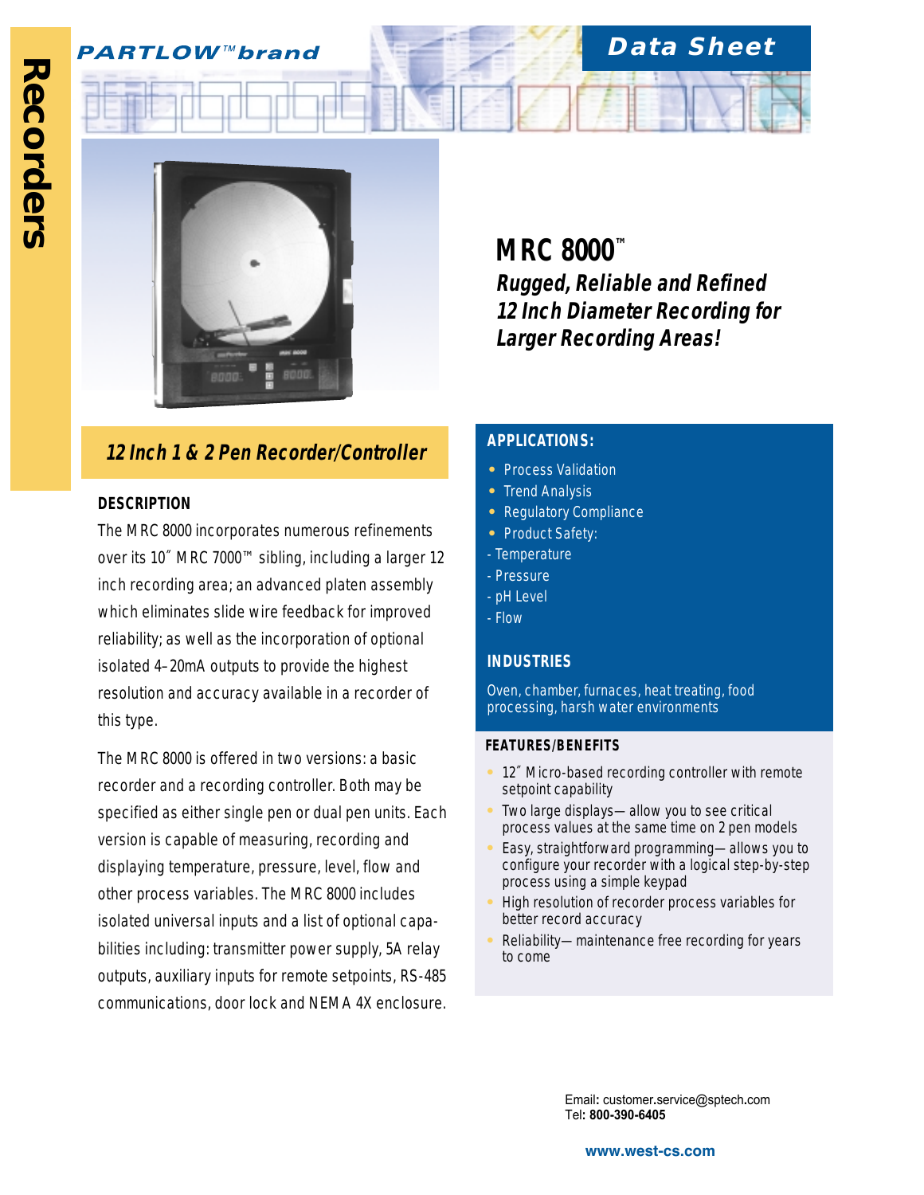Recorders

PARTLOW™brand

Data Sheet

# MRC 8000™

***Rugged, Reliable and Refined 12 Inch Diameter Recording for Larger Recording Areas!***

## *12 Inch 1 & 2 Pen Recorder/Controller*

### DESCRIPTION

The MRC 8000 incorporates numerous refinements over its 10″ MRC 7000™ sibling, including a larger 12 inch recording area; an advanced platen assembly which eliminates slide wire feedback for improved reliability; as well as the incorporation of optional isolated 4–20mA outputs to provide the highest resolution and accuracy available in a recorder of this type.

The MRC 8000 is offered in two versions: a basic recorder and a recording controller. Both may be specified as either single pen or dual pen units. Each version is capable of measuring, recording and displaying temperature, pressure, level, flow and other process variables. The MRC 8000 includes isolated universal inputs and a list of optional capabilities including: transmitter power supply, 5A relay outputs, auxiliary inputs for remote setpoints, RS-485 communications, door lock and NEMA 4X enclosure.

### APPLICATIONS:

- Process Validation
- Trend Analysis
- Regulatory Compliance
- Product Safety:

- Temperature
- Pressure
- pH Level
- Flow

### INDUSTRIES

Oven, chamber, furnaces, heat treating, food processing, harsh water environments

### FEATURES/BENEFITS

- 12″ Micro-based recording controller with remote setpoint capability
- Two large displays—allow you to see critical process values at the same time on 2 pen models
- Easy, straightforward programming—allows you to configure your recorder with a logical step-by-step process using a simple keypad
- High resolution of recorder process variables for better record accuracy
- Reliability—maintenance free recording for years to come

Email: customer.service@sptech.com
Tel: **800-390-6405**

**www.west-cs.com**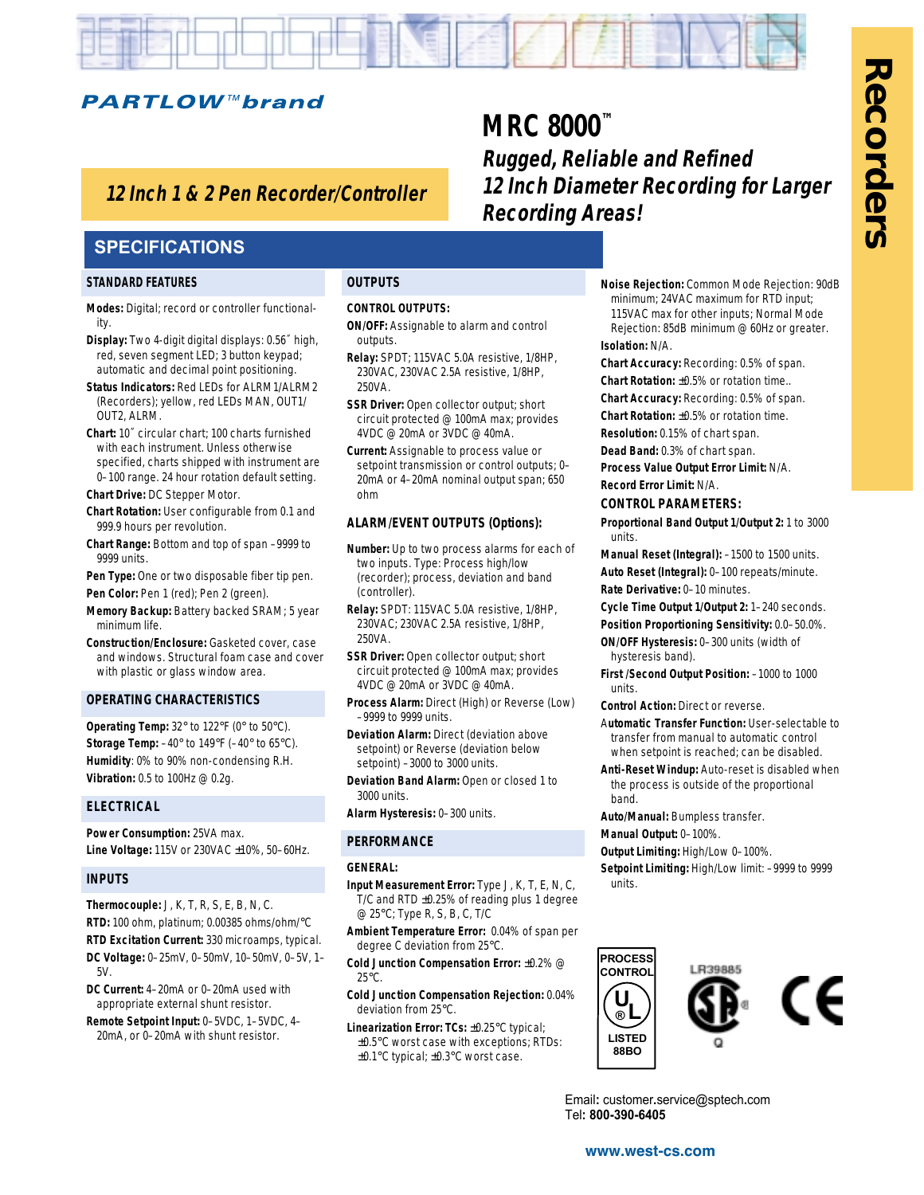**PARTLOW™ brand**

# MRC 8000™

## *Rugged, Reliable and Refined 12 Inch Diameter Recording for Larger Recording Areas!*

**12 Inch 1 & 2 Pen Recorder/Controller**

Recorders

## SPECIFICATIONS

### STANDARD FEATURES

**Modes:** Digital; record or controller functionality.

**Display:** Two 4-digit digital displays: 0.56˝ high, red, seven segment LED; 3 button keypad; automatic and decimal point positioning.

**Status Indicators:** Red LEDs for ALRM 1/ALRM 2 (Recorders); yellow, red LEDs MAN, OUT1/OUT2, ALRM.

**Chart:** 10˝ circular chart; 100 charts furnished with each instrument. Unless otherwise specified, charts shipped with instrument are 0–100 range. 24 hour rotation default setting.

**Chart Drive:** DC Stepper Motor.

**Chart Rotation:** User configurable from 0.1 and 999.9 hours per revolution.

**Chart Range:** Bottom and top of span –9999 to 9999 units.

**Pen Type:** One or two disposable fiber tip pen.

**Pen Color:** Pen 1 (red); Pen 2 (green).

**Memory Backup:** Battery backed SRAM; 5 year minimum life.

**Construction/Enclosure:** Gasketed cover, case and windows. Structural foam case and cover with plastic or glass window area.

### OPERATING CHARACTERISTICS

**Operating Temp:** 32° to 122°F (0° to 50°C).

**Storage Temp:** –40° to 149°F (–40° to 65°C).

**Humidity**: 0% to 90% non-condensing R.H.

**Vibration:** 0.5 to 100Hz @ 0.2g.

### ELECTRICAL

**Power Consumption:** 25VA max.

**Line Voltage:** 115V or 230VAC ±10%, 50–60Hz.

### INPUTS

**Thermocouple:** J, K, T, R, S, E, B, N, C.

**RTD:** 100 ohm, platinum; 0.00385 ohms/ohm/°C

**RTD Excitation Current:** 330 microamps, typical.

**DC Voltage:** 0–25mV, 0–50mV, 10–50mV, 0–5V, 1–5V.

**DC Current:** 4–20mA or 0–20mA used with appropriate external shunt resistor.

**Remote Setpoint Input:** 0–5VDC, 1–5VDC, 4–20mA, or 0–20mA with shunt resistor.

### OUTPUTS

**CONTROL OUTPUTS:**

**ON/OFF:** Assignable to alarm and control outputs.

**Relay:** SPDT; 115VAC 5.0A resistive, 1/8HP, 230VAC, 230VAC 2.5A resistive, 1/8HP, 250VA.

**SSR Driver:** Open collector output; short circuit protected @ 100mA max; provides 4VDC @ 20mA or 3VDC @ 40mA.

**Current:** Assignable to process value or setpoint transmission or control outputs; 0–20mA or 4–20mA nominal output span; 650 ohm

**ALARM/EVENT OUTPUTS (Options):**

**Number:** Up to two process alarms for each of two inputs. Type: Process high/low (recorder); process, deviation and band (controller).

**Relay:** SPDT: 115VAC 5.0A resistive, 1/8HP, 230VAC; 230VAC 2.5A resistive, 1/8HP, 250VA.

**SSR Driver:** Open collector output; short circuit protected @ 100mA max; provides 4VDC @ 20mA or 3VDC @ 40mA.

**Process Alarm:** Direct (High) or Reverse (Low) –9999 to 9999 units.

**Deviation Alarm:** Direct (deviation above setpoint) or Reverse (deviation below setpoint) –3000 to 3000 units.

**Deviation Band Alarm:** Open or closed 1 to 3000 units.

**Alarm Hysteresis:** 0–300 units.

### PERFORMANCE

**GENERAL:**

**Input Measurement Error:** Type J, K, T, E, N, C, T/C and RTD ±0.25% of reading plus 1 degree @ 25°C; Type R, S, B, C, T/C

**Ambient Temperature Error:** 0.04% of span per degree C deviation from 25°C.

**Cold Junction Compensation Error:** ±0.2% @ 25°C.

**Cold Junction Compensation Rejection:** 0.04% deviation from 25°C.

**Linearization Error: TCs:** ±0.25°C typical; ±0.5°C worst case with exceptions; RTDs: ±0.1°C typical; ±0.3°C worst case.

**Noise Rejection:** Common Mode Rejection: 90dB minimum; 24VAC maximum for RTD input; 115VAC max for other inputs; Normal Mode Rejection: 85dB minimum @ 60Hz or greater.

**Isolation:** N/A.

**Chart Accuracy:** Recording: 0.5% of span.

**Chart Rotation:** ±0.5% or rotation time..

**Chart Accuracy:** Recording: 0.5% of span.

**Chart Rotation:** ±0.5% or rotation time.

**Resolution:** 0.15% of chart span.

**Dead Band:** 0.3% of chart span.

**Process Value Output Error Limit:** N/A.

**Record Error Limit:** N/A.

**CONTROL PARAMETERS:**

**Proportional Band Output 1/Output 2:** 1 to 3000 units.

**Manual Reset (Integral):** –1500 to 1500 units.

**Auto Reset (Integral):** 0–100 repeats/minute.

**Rate Derivative:** 0–10 minutes.

**Cycle Time Output 1/Output 2:** 1–240 seconds.

**Position Proportioning Sensitivity:** 0.0–50.0%.

**ON/OFF Hysteresis:** 0–300 units (width of hysteresis band).

**First /Second Output Position:** –1000 to 1000 units.

**Control Action:** Direct or reverse.

**Automatic Transfer Function:** User-selectable to transfer from manual to automatic control when setpoint is reached; can be disabled.

**Anti-Reset Windup:** Auto-reset is disabled when the process is outside of the proportional band.

**Auto/Manual:** Bumpless transfer.

**Manual Output:** 0–100%.

**Output Limiting:** High/Low 0–100%.

**Setpoint Limiting:** High/Low limit: –9999 to 9999 units.

PROCESS CONTROL UL LISTED 88BO

LR39885

Email: customer.service@sptech.com
Tel: **800-390-6405**

**www.west-cs.com**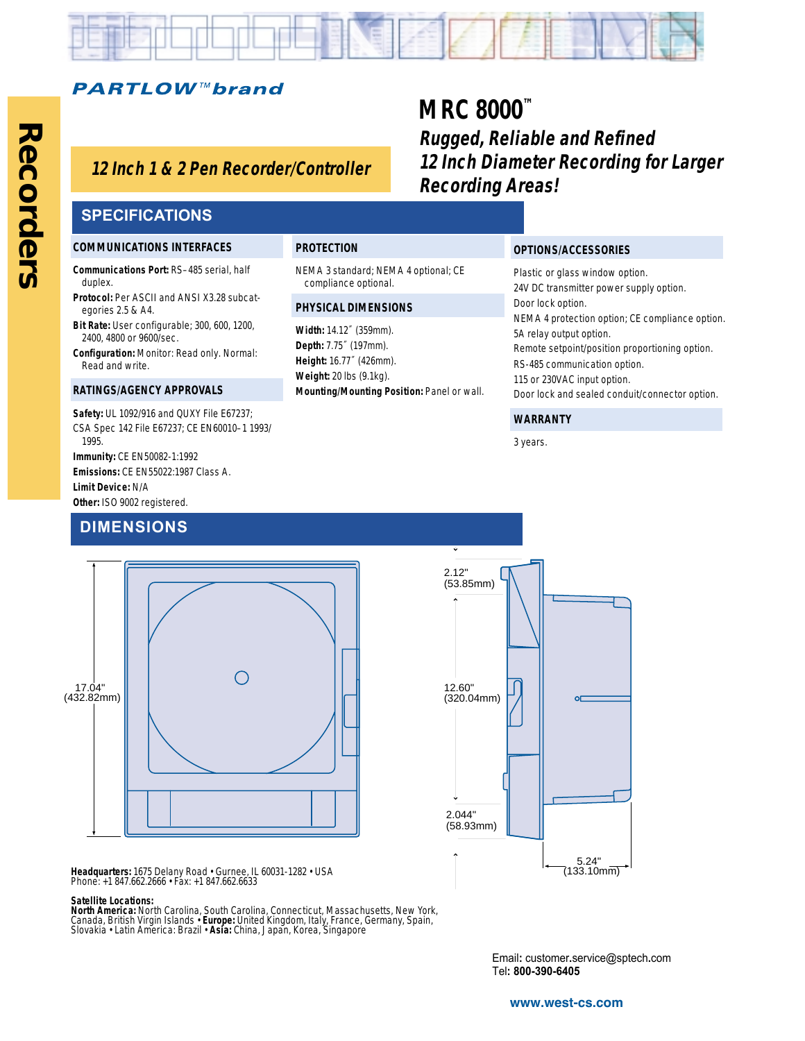Recorders

**PARTLOW™ brand**

# MRC 8000™

## *Rugged, Reliable and Refined 12 Inch Diameter Recording for Larger Recording Areas!*

### *12 Inch 1 & 2 Pen Recorder/Controller*

## SPECIFICATIONS

### COMMUNICATIONS INTERFACES

**Communications Port:** RS–485 serial, half duplex.

**Protocol:** Per ASCII and ANSI X3.28 subcategories 2.5 & A4.

**Bit Rate:** User configurable; 300, 600, 1200, 2400, 4800 or 9600/sec.

**Configuration:** Monitor: Read only. Normal: Read and write.

### RATINGS/AGENCY APPROVALS

**Safety:** UL 1092/916 and QUXY File E67237; CSA Spec 142 File E67237; CE EN60010–1 1993/1995.

**Immunity:** CE EN50082-1:1992

**Emissions:** CE EN55022:1987 Class A.

**Limit Device:** N/A

**Other:** ISO 9002 registered.

### PROTECTION

NEMA 3 standard; NEMA 4 optional; CE compliance optional.

### PHYSICAL DIMENSIONS

**Width:** 14.12˝ (359mm).

**Depth:** 7.75˝ (197mm).

**Height:** 16.77˝ (426mm).

**Weight:** 20 lbs (9.1kg).

**Mounting/Mounting Position:** Panel or wall.

### OPTIONS/ACCESSORIES

Plastic or glass window option.

24V DC transmitter power supply option.

Door lock option.

NEMA 4 protection option; CE compliance option.

5A relay output option.

Remote setpoint/position proportioning option.

RS-485 communication option.

115 or 230VAC input option.

Door lock and sealed conduit/connector option.

### WARRANTY

3 years.

## DIMENSIONS

17.04" (432.82mm)

2.12" (53.85mm)

12.60" (320.04mm)

2.044" (58.93mm)

5.24" (133.10mm)

**Headquarters:** 1675 Delany Road • Gurnee, IL 60031-1282 • USA
Phone: +1 847.662.2666 • Fax: +1 847.662.6633

**Satellite Locations:**
**North America:** North Carolina, South Carolina, Connecticut, Massachusetts, New York, Canada, British Virgin Islands • **Europe:** United Kingdom, Italy, France, Germany, Spain, Slovakia • Latin America: Brazil • **Asia:** China, Japan, Korea, Singapore

Email: customer.service@sptech.com
Tel: **800-390-6405**

**www.west-cs.com**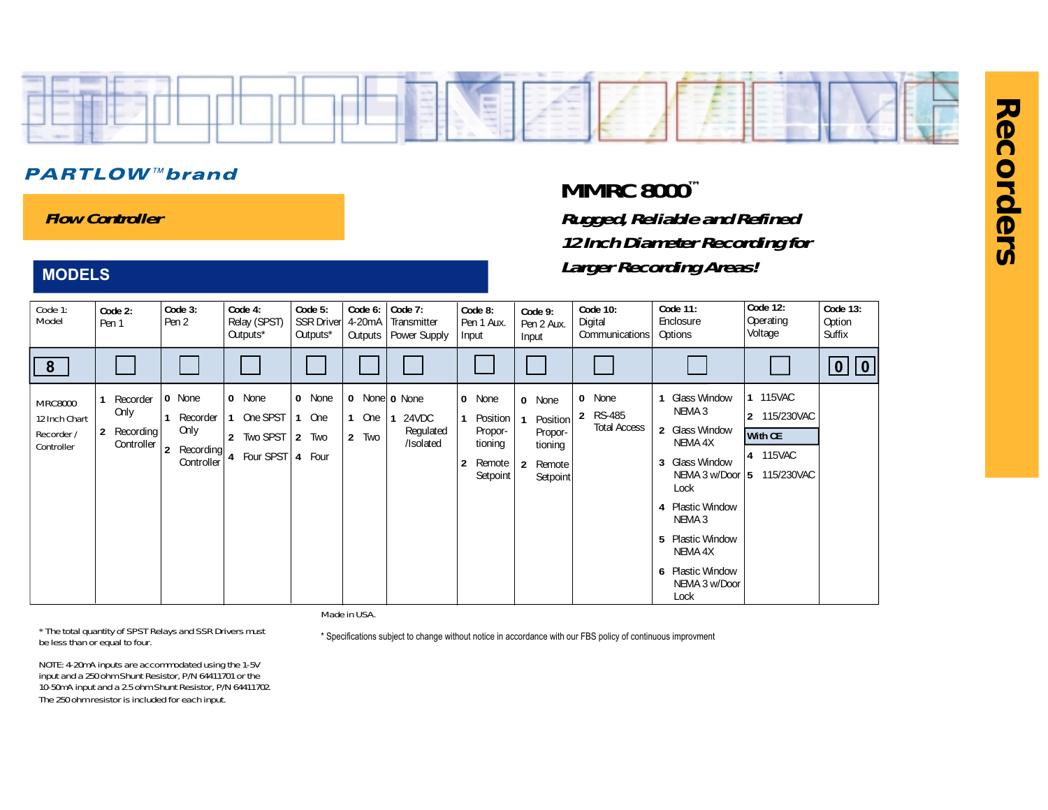**PARTLOW™ brand**

***Flow Controller***

# MMRC 8000™

***Rugged, Reliable and Refined***
***12 Inch Diameter Recording for***
***Larger Recording Areas!***

Recorders

## MODELS

| Code 1: Model | Code 2: Pen 1 | Code 3: Pen 2 | Code 4: Relay (SPST) Outputs* | Code 5: SSR Driver Outputs* | Code 6: 4-20mA Outputs | Code 7: Transmitter Power Supply | Code 8: Pen 1 Aux. Input | Code 9: Pen 2 Aux. Input | Code 10: Digital Communications | Code 11: Enclosure Options | Code 12: Operating Voltage | Code 13: Option Suffix |
|---|---|---|---|---|---|---|---|---|---|---|---|---|
| 8 | ☐ | ☐ | ☐ | ☐ | ☐ | ☐ | ☐ | ☐ | ☐ | ☐ | ☐ | 0 0 |
| MRC8000 12 Inch Chart Recorder / Controller | 1 Recorder Only<br>2 Recording Controller | 0 None<br>1 Recorder Only<br>2 Recording Controller | 0 None<br>1 One SPST<br>2 Two SPST<br>4 Four SPST | 0 None<br>1 One<br>2 Two<br>4 Four | 0 None<br>1 One<br>2 Two | 0 None<br>1 24VDC Regulated /Isolated | 0 None<br>1 Position Propor-tioning<br>2 Remote Setpoint | 0 None<br>1 Position Propor-tioning<br>2 Remote Setpoint | 0 None<br>2 RS-485 Total Access | 1 Glass Window NEMA 3<br>2 Glass Window NEMA 4X<br>3 Glass Window NEMA 3 w/Door Lock<br>4 Plastic Window NEMA 3<br>5 Plastic Window NEMA 4X<br>6 Plastic Window NEMA 3 w/Door Lock | 1 115VAC<br>2 115/230VAC<br>**With CE**<br>4 115VAC<br>5 115/230VAC | |

Made in USA.

* The total quantity of SPST Relays and SSR Drivers must be less than or equal to four.

NOTE: 4-20mA inputs are accommodated using the 1-5V input and a 250 ohm Shunt Resistor, P/N 64411701 or the 10-50mA input and a 2.5 ohm Shunt Resistor, P/N 64411702. The 250 ohm resistor is included for each input.

* Specifications subject to change without notice in accordance with our FBS policy of continuous improvment